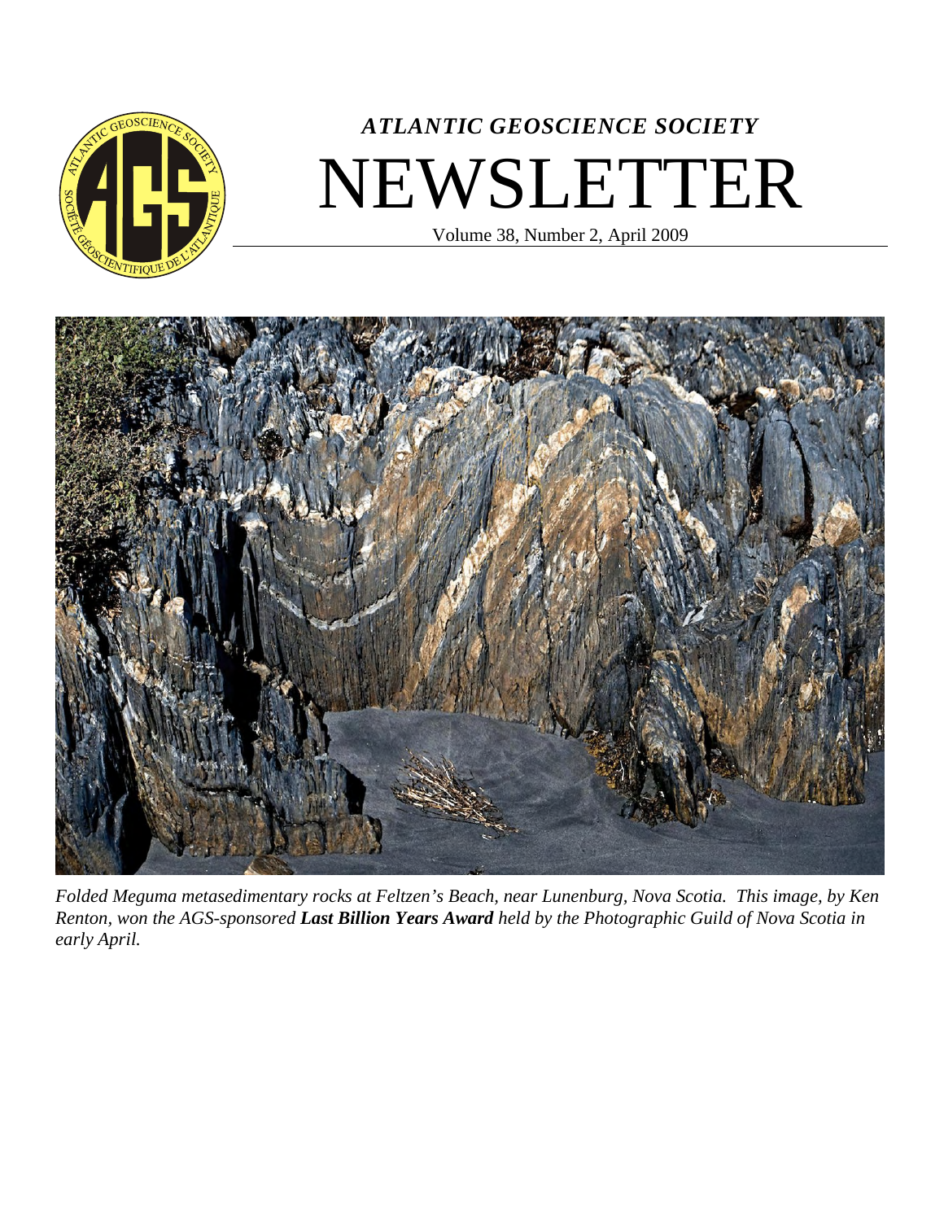# *ATLANTIC GEOSCIENCE SOCIETY*

# NEWSLETTER

Volume 38, Number 2, April 2009

*Folded Meguma metasedimentary rocks at Feltzen's Beach, near Lunenburg, Nova Scotia. This image, by Ken Renton, won the AGS-sponsored **Last Billion Years Award** held by the Photographic Guild of Nova Scotia in early April.*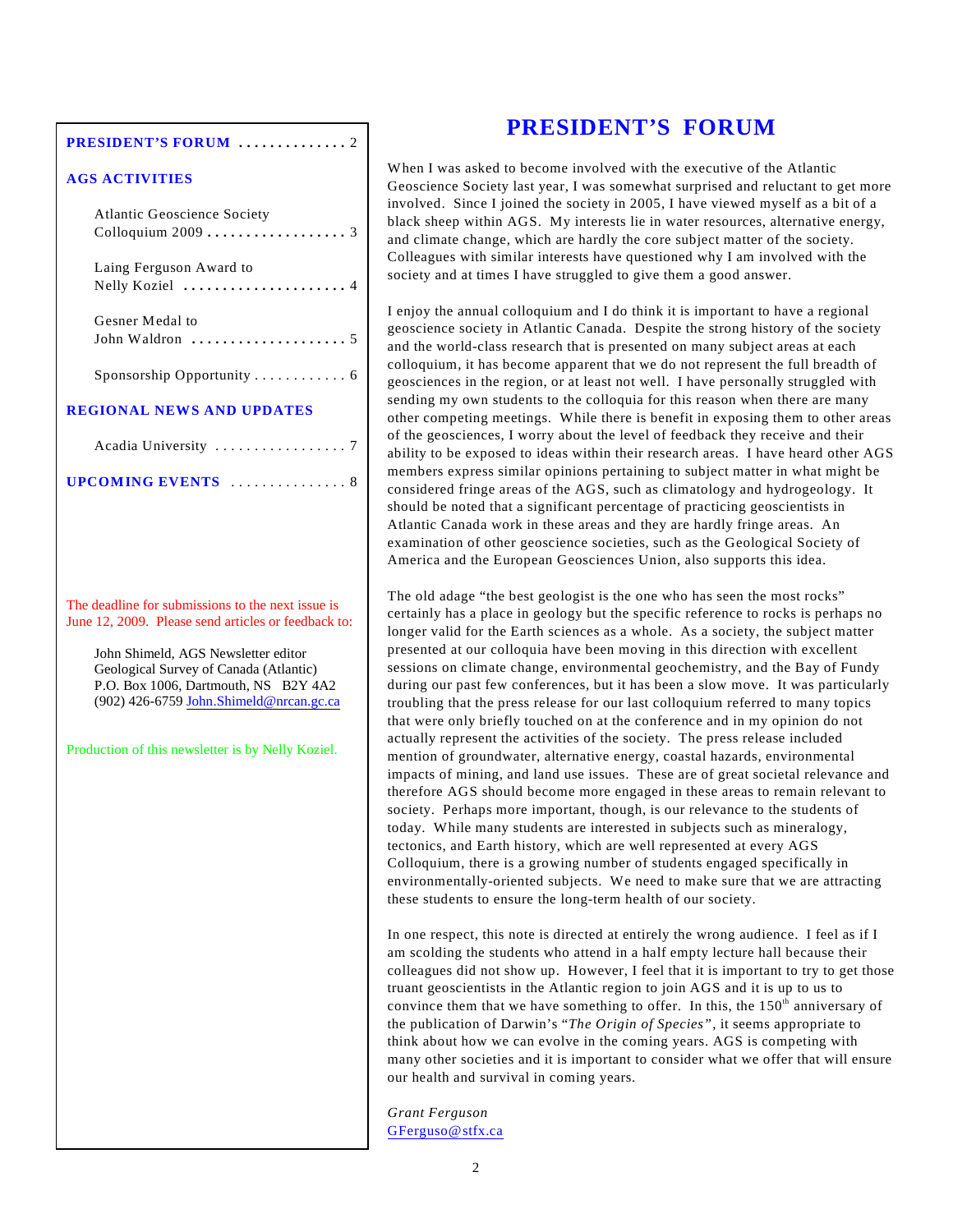**PRESIDENT'S FORUM** .............. 2

**AGS ACTIVITIES**

Atlantic Geoscience Society Colloquium 2009 .................. 3

Laing Ferguson Award to Nelly Koziel ..................... 4

Gesner Medal to John Waldron .................... 5

Sponsorship Opportunity ............ 6

**REGIONAL NEWS AND UPDATES**

Acadia University ................. 7

**UPCOMING EVENTS** ............... 8

The deadline for submissions to the next issue is June 12, 2009. Please send articles or feedback to:

John Shimeld, AGS Newsletter editor
Geological Survey of Canada (Atlantic)
P.O. Box 1006, Dartmouth, NS B2Y 4A2
(902) 426-6759 John.Shimeld@nrcan.gc.ca

Production of this newsletter is by Nelly Koziel.

# PRESIDENT'S FORUM

When I was asked to become involved with the executive of the Atlantic Geoscience Society last year, I was somewhat surprised and reluctant to get more involved. Since I joined the society in 2005, I have viewed myself as a bit of a black sheep within AGS. My interests lie in water resources, alternative energy, and climate change, which are hardly the core subject matter of the society. Colleagues with similar interests have questioned why I am involved with the society and at times I have struggled to give them a good answer.

I enjoy the annual colloquium and I do think it is important to have a regional geoscience society in Atlantic Canada. Despite the strong history of the society and the world-class research that is presented on many subject areas at each colloquium, it has become apparent that we do not represent the full breadth of geosciences in the region, or at least not well. I have personally struggled with sending my own students to the colloquia for this reason when there are many other competing meetings. While there is benefit in exposing them to other areas of the geosciences, I worry about the level of feedback they receive and their ability to be exposed to ideas within their research areas. I have heard other AGS members express similar opinions pertaining to subject matter in what might be considered fringe areas of the AGS, such as climatology and hydrogeology. It should be noted that a significant percentage of practicing geoscientists in Atlantic Canada work in these areas and they are hardly fringe areas. An examination of other geoscience societies, such as the Geological Society of America and the European Geosciences Union, also supports this idea.

The old adage "the best geologist is the one who has seen the most rocks" certainly has a place in geology but the specific reference to rocks is perhaps no longer valid for the Earth sciences as a whole. As a society, the subject matter presented at our colloquia have been moving in this direction with excellent sessions on climate change, environmental geochemistry, and the Bay of Fundy during our past few conferences, but it has been a slow move. It was particularly troubling that the press release for our last colloquium referred to many topics that were only briefly touched on at the conference and in my opinion do not actually represent the activities of the society. The press release included mention of groundwater, alternative energy, coastal hazards, environmental impacts of mining, and land use issues. These are of great societal relevance and therefore AGS should become more engaged in these areas to remain relevant to society. Perhaps more important, though, is our relevance to the students of today. While many students are interested in subjects such as mineralogy, tectonics, and Earth history, which are well represented at every AGS Colloquium, there is a growing number of students engaged specifically in environmentally-oriented subjects. We need to make sure that we are attracting these students to ensure the long-term health of our society.

In one respect, this note is directed at entirely the wrong audience. I feel as if I am scolding the students who attend in a half empty lecture hall because their colleagues did not show up. However, I feel that it is important to try to get those truant geoscientists in the Atlantic region to join AGS and it is up to us to convince them that we have something to offer. In this, the 150th anniversary of the publication of Darwin's "*The Origin of Species*", it seems appropriate to think about how we can evolve in the coming years. AGS is competing with many other societies and it is important to consider what we offer that will ensure our health and survival in coming years.

*Grant Ferguson*
GFerguso@stfx.ca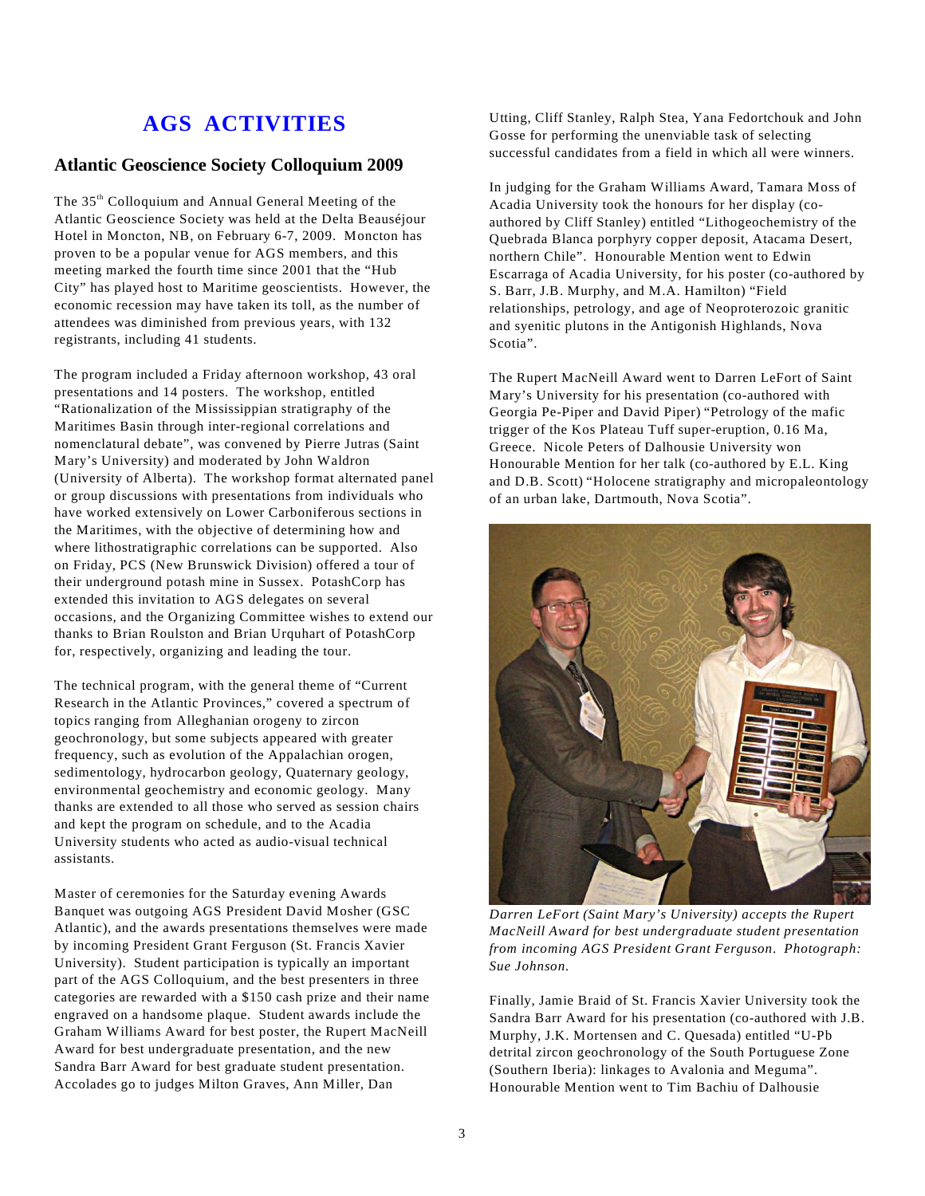# AGS ACTIVITIES

## Atlantic Geoscience Society Colloquium 2009

The 35th Colloquium and Annual General Meeting of the Atlantic Geoscience Society was held at the Delta Beauséjour Hotel in Moncton, NB, on February 6-7, 2009. Moncton has proven to be a popular venue for AGS members, and this meeting marked the fourth time since 2001 that the "Hub City" has played host to Maritime geoscientists. However, the economic recession may have taken its toll, as the number of attendees was diminished from previous years, with 132 registrants, including 41 students.

The program included a Friday afternoon workshop, 43 oral presentations and 14 posters. The workshop, entitled "Rationalization of the Mississippian stratigraphy of the Maritimes Basin through inter-regional correlations and nomenclatural debate", was convened by Pierre Jutras (Saint Mary's University) and moderated by John Waldron (University of Alberta). The workshop format alternated panel or group discussions with presentations from individuals who have worked extensively on Lower Carboniferous sections in the Maritimes, with the objective of determining how and where lithostratigraphic correlations can be supported. Also on Friday, PCS (New Brunswick Division) offered a tour of their underground potash mine in Sussex. PotashCorp has extended this invitation to AGS delegates on several occasions, and the Organizing Committee wishes to extend our thanks to Brian Roulston and Brian Urquhart of PotashCorp for, respectively, organizing and leading the tour.

The technical program, with the general theme of "Current Research in the Atlantic Provinces," covered a spectrum of topics ranging from Alleghanian orogeny to zircon geochronology, but some subjects appeared with greater frequency, such as evolution of the Appalachian orogen, sedimentology, hydrocarbon geology, Quaternary geology, environmental geochemistry and economic geology. Many thanks are extended to all those who served as session chairs and kept the program on schedule, and to the Acadia University students who acted as audio-visual technical assistants.

Master of ceremonies for the Saturday evening Awards Banquet was outgoing AGS President David Mosher (GSC Atlantic), and the awards presentations themselves were made by incoming President Grant Ferguson (St. Francis Xavier University). Student participation is typically an important part of the AGS Colloquium, and the best presenters in three categories are rewarded with a $150 cash prize and their name engraved on a handsome plaque. Student awards include the Graham Williams Award for best poster, the Rupert MacNeill Award for best undergraduate presentation, and the new Sandra Barr Award for best graduate student presentation. Accolades go to judges Milton Graves, Ann Miller, Dan Utting, Cliff Stanley, Ralph Stea, Yana Fedortchouk and John Gosse for performing the unenviable task of selecting successful candidates from a field in which all were winners.

In judging for the Graham Williams Award, Tamara Moss of Acadia University took the honours for her display (co-authored by Cliff Stanley) entitled "Lithogeochemistry of the Quebrada Blanca porphyry copper deposit, Atacama Desert, northern Chile". Honourable Mention went to Edwin Escarraga of Acadia University, for his poster (co-authored by S. Barr, J.B. Murphy, and M.A. Hamilton) "Field relationships, petrology, and age of Neoproterozoic granitic and syenitic plutons in the Antigonish Highlands, Nova Scotia".

The Rupert MacNeill Award went to Darren LeFort of Saint Mary's University for his presentation (co-authored with Georgia Pe-Piper and David Piper) "Petrology of the mafic trigger of the Kos Plateau Tuff super-eruption, 0.16 Ma, Greece. Nicole Peters of Dalhousie University won Honourable Mention for her talk (co-authored by E.L. King and D.B. Scott) "Holocene stratigraphy and micropaleontology of an urban lake, Dartmouth, Nova Scotia".

*Darren LeFort (Saint Mary's University) accepts the Rupert MacNeill Award for best undergraduate student presentation from incoming AGS President Grant Ferguson. Photograph: Sue Johnson.*

Finally, Jamie Braid of St. Francis Xavier University took the Sandra Barr Award for his presentation (co-authored with J.B. Murphy, J.K. Mortensen and C. Quesada) entitled "U-Pb detrital zircon geochronology of the South Portuguese Zone (Southern Iberia): linkages to Avalonia and Meguma". Honourable Mention went to Tim Bachiu of Dalhousie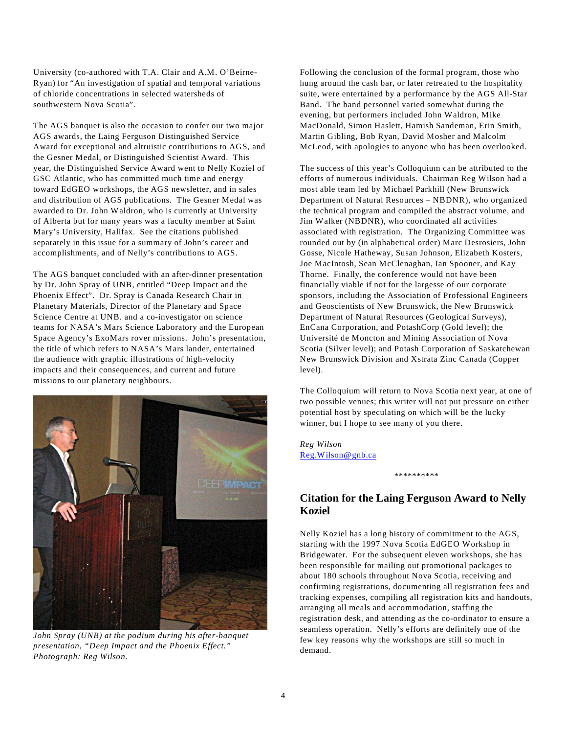University (co-authored with T.A. Clair and A.M. O'Beirne-Ryan) for "An investigation of spatial and temporal variations of chloride concentrations in selected watersheds of southwestern Nova Scotia".

The AGS banquet is also the occasion to confer our two major AGS awards, the Laing Ferguson Distinguished Service Award for exceptional and altruistic contributions to AGS, and the Gesner Medal, or Distinguished Scientist Award. This year, the Distinguished Service Award went to Nelly Koziel of GSC Atlantic, who has committed much time and energy toward EdGEO workshops, the AGS newsletter, and in sales and distribution of AGS publications. The Gesner Medal was awarded to Dr. John Waldron, who is currently at University of Alberta but for many years was a faculty member at Saint Mary's University, Halifax. See the citations published separately in this issue for a summary of John's career and accomplishments, and of Nelly's contributions to AGS.

The AGS banquet concluded with an after-dinner presentation by Dr. John Spray of UNB, entitled "Deep Impact and the Phoenix Effect". Dr. Spray is Canada Research Chair in Planetary Materials, Director of the Planetary and Space Science Centre at UNB. and a co-investigator on science teams for NASA's Mars Science Laboratory and the European Space Agency's ExoMars rover missions. John's presentation, the title of which refers to NASA's Mars lander, entertained the audience with graphic illustrations of high-velocity impacts and their consequences, and current and future missions to our planetary neighbours.

*John Spray (UNB) at the podium during his after-banquet presentation, "Deep Impact and the Phoenix Effect." Photograph: Reg Wilson.*

Following the conclusion of the formal program, those who hung around the cash bar, or later retreated to the hospitality suite, were entertained by a performance by the AGS All-Star Band. The band personnel varied somewhat during the evening, but performers included John Waldron, Mike MacDonald, Simon Haslett, Hamish Sandeman, Erin Smith, Martin Gibling, Bob Ryan, David Mosher and Malcolm McLeod, with apologies to anyone who has been overlooked.

The success of this year's Colloquium can be attributed to the efforts of numerous individuals. Chairman Reg Wilson had a most able team led by Michael Parkhill (New Brunswick Department of Natural Resources – NBDNR), who organized the technical program and compiled the abstract volume, and Jim Walker (NBDNR), who coordinated all activities associated with registration. The Organizing Committee was rounded out by (in alphabetical order) Marc Desrosiers, John Gosse, Nicole Hatheway, Susan Johnson, Elizabeth Kosters, Joe MacIntosh, Sean McClenaghan, Ian Spooner, and Kay Thorne. Finally, the conference would not have been financially viable if not for the largesse of our corporate sponsors, including the Association of Professional Engineers and Geoscientists of New Brunswick, the New Brunswick Department of Natural Resources (Geological Surveys), EnCana Corporation, and PotashCorp (Gold level); the Université de Moncton and Mining Association of Nova Scotia (Silver level); and Potash Corporation of Saskatchewan New Brunswick Division and Xstrata Zinc Canada (Copper level).

The Colloquium will return to Nova Scotia next year, at one of two possible venues; this writer will not put pressure on either potential host by speculating on which will be the lucky winner, but I hope to see many of you there.

*Reg Wilson*
Reg.Wilson@gnb.ca

**********

## Citation for the Laing Ferguson Award to Nelly Koziel

Nelly Koziel has a long history of commitment to the AGS, starting with the 1997 Nova Scotia EdGEO Workshop in Bridgewater. For the subsequent eleven workshops, she has been responsible for mailing out promotional packages to about 180 schools throughout Nova Scotia, receiving and confirming registrations, documenting all registration fees and tracking expenses, compiling all registration kits and handouts, arranging all meals and accommodation, staffing the registration desk, and attending as the co-ordinator to ensure a seamless operation. Nelly's efforts are definitely one of the few key reasons why the workshops are still so much in demand.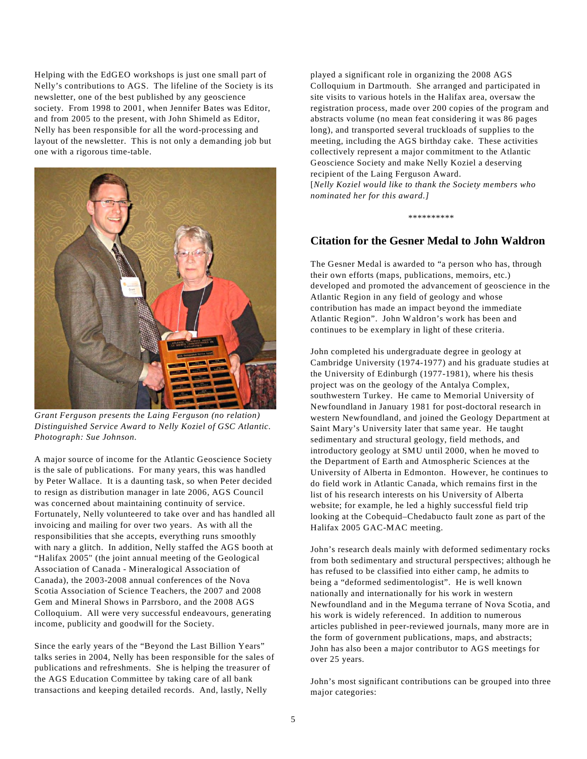Helping with the EdGEO workshops is just one small part of Nelly's contributions to AGS. The lifeline of the Society is its newsletter, one of the best published by any geoscience society. From 1998 to 2001, when Jennifer Bates was Editor, and from 2005 to the present, with John Shimeld as Editor, Nelly has been responsible for all the word-processing and layout of the newsletter. This is not only a demanding job but one with a rigorous time-table.

*Grant Ferguson presents the Laing Ferguson (no relation) Distinguished Service Award to Nelly Koziel of GSC Atlantic. Photograph: Sue Johnson.*

A major source of income for the Atlantic Geoscience Society is the sale of publications. For many years, this was handled by Peter Wallace. It is a daunting task, so when Peter decided to resign as distribution manager in late 2006, AGS Council was concerned about maintaining continuity of service. Fortunately, Nelly volunteered to take over and has handled all invoicing and mailing for over two years. As with all the responsibilities that she accepts, everything runs smoothly with nary a glitch. In addition, Nelly staffed the AGS booth at "Halifax 2005" (the joint annual meeting of the Geological Association of Canada - Mineralogical Association of Canada), the 2003-2008 annual conferences of the Nova Scotia Association of Science Teachers, the 2007 and 2008 Gem and Mineral Shows in Parrsboro, and the 2008 AGS Colloquium. All were very successful endeavours, generating income, publicity and goodwill for the Society.

Since the early years of the "Beyond the Last Billion Years" talks series in 2004, Nelly has been responsible for the sales of publications and refreshments. She is helping the treasurer of the AGS Education Committee by taking care of all bank transactions and keeping detailed records. And, lastly, Nelly played a significant role in organizing the 2008 AGS Colloquium in Dartmouth. She arranged and participated in site visits to various hotels in the Halifax area, oversaw the registration process, made over 200 copies of the program and abstracts volume (no mean feat considering it was 86 pages long), and transported several truckloads of supplies to the meeting, including the AGS birthday cake. These activities collectively represent a major commitment to the Atlantic Geoscience Society and make Nelly Koziel a deserving recipient of the Laing Ferguson Award.
[*Nelly Koziel would like to thank the Society members who nominated her for this award.*]

**********

## Citation for the Gesner Medal to John Waldron

The Gesner Medal is awarded to "a person who has, through their own efforts (maps, publications, memoirs, etc.) developed and promoted the advancement of geoscience in the Atlantic Region in any field of geology and whose contribution has made an impact beyond the immediate Atlantic Region". John Waldron's work has been and continues to be exemplary in light of these criteria.

John completed his undergraduate degree in geology at Cambridge University (1974-1977) and his graduate studies at the University of Edinburgh (1977-1981), where his thesis project was on the geology of the Antalya Complex, southwestern Turkey. He came to Memorial University of Newfoundland in January 1981 for post-doctoral research in western Newfoundland, and joined the Geology Department at Saint Mary's University later that same year. He taught sedimentary and structural geology, field methods, and introductory geology at SMU until 2000, when he moved to the Department of Earth and Atmospheric Sciences at the University of Alberta in Edmonton. However, he continues to do field work in Atlantic Canada, which remains first in the list of his research interests on his University of Alberta website; for example, he led a highly successful field trip looking at the Cobequid–Chedabucto fault zone as part of the Halifax 2005 GAC-MAC meeting.

John's research deals mainly with deformed sedimentary rocks from both sedimentary and structural perspectives; although he has refused to be classified into either camp, he admits to being a "deformed sedimentologist". He is well known nationally and internationally for his work in western Newfoundland and in the Meguma terrane of Nova Scotia, and his work is widely referenced. In addition to numerous articles published in peer-reviewed journals, many more are in the form of government publications, maps, and abstracts; John has also been a major contributor to AGS meetings for over 25 years.

John's most significant contributions can be grouped into three major categories: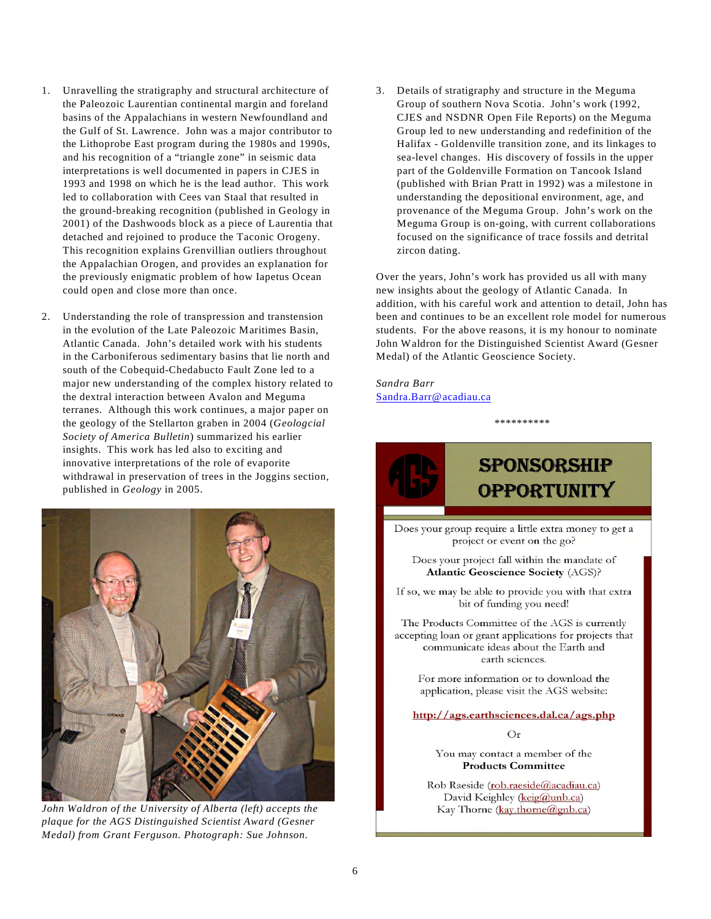1. Unravelling the stratigraphy and structural architecture of the Paleozoic Laurentian continental margin and foreland basins of the Appalachians in western Newfoundland and the Gulf of St. Lawrence. John was a major contributor to the Lithoprobe East program during the 1980s and 1990s, and his recognition of a "triangle zone" in seismic data interpretations is well documented in papers in CJES in 1993 and 1998 on which he is the lead author. This work led to collaboration with Cees van Staal that resulted in the ground-breaking recognition (published in Geology in 2001) of the Dashwoods block as a piece of Laurentia that detached and rejoined to produce the Taconic Orogeny. This recognition explains Grenvillian outliers throughout the Appalachian Orogen, and provides an explanation for the previously enigmatic problem of how Iapetus Ocean could open and close more than once.

2. Understanding the role of transpression and transtension in the evolution of the Late Paleozoic Maritimes Basin, Atlantic Canada. John's detailed work with his students in the Carboniferous sedimentary basins that lie north and south of the Cobequid-Chedabucto Fault Zone led to a major new understanding of the complex history related to the dextral interaction between Avalon and Meguma terranes. Although this work continues, a major paper on the geology of the Stellarton graben in 2004 (*Geologcial Society of America Bulletin*) summarized his earlier insights. This work has led also to exciting and innovative interpretations of the role of evaporite withdrawal in preservation of trees in the Joggins section, published in *Geology* in 2005.

*John Waldron of the University of Alberta (left) accepts the plaque for the AGS Distinguished Scientist Award (Gesner Medal) from Grant Ferguson. Photograph: Sue Johnson.*

3. Details of stratigraphy and structure in the Meguma Group of southern Nova Scotia. John's work (1992, CJES and NSDNR Open File Reports) on the Meguma Group led to new understanding and redefinition of the Halifax - Goldenville transition zone, and its linkages to sea-level changes. His discovery of fossils in the upper part of the Goldenville Formation on Tancook Island (published with Brian Pratt in 1992) was a milestone in understanding the depositional environment, age, and provenance of the Meguma Group. John's work on the Meguma Group is on-going, with current collaborations focused on the significance of trace fossils and detrital zircon dating.

Over the years, John's work has provided us all with many new insights about the geology of Atlantic Canada. In addition, with his careful work and attention to detail, John has been and continues to be an excellent role model for numerous students. For the above reasons, it is my honour to nominate John Waldron for the Distinguished Scientist Award (Gesner Medal) of the Atlantic Geoscience Society.

*Sandra Barr*
Sandra.Barr@acadiau.ca

**********

## SPONSORSHIP OPPORTUNITY

Does your group require a little extra money to get a project or event on the go?

Does your project fall within the mandate of **Atlantic Geoscience Society** (AGS)?

If so, we may be able to provide you with that extra bit of funding you need!

The Products Committee of the AGS is currently accepting loan or grant applications for projects that communicate ideas about the Earth and earth sciences.

For more information or to download the application, please visit the AGS website:

**http://ags.earthsciences.dal.ca/ags.php**

Or

You may contact a member of the **Products Committee**

Rob Raeside (rob.raeside@acadiau.ca)
David Keighley (keig@unb.ca)
Kay Thorne (kay.thorne@gnb.ca)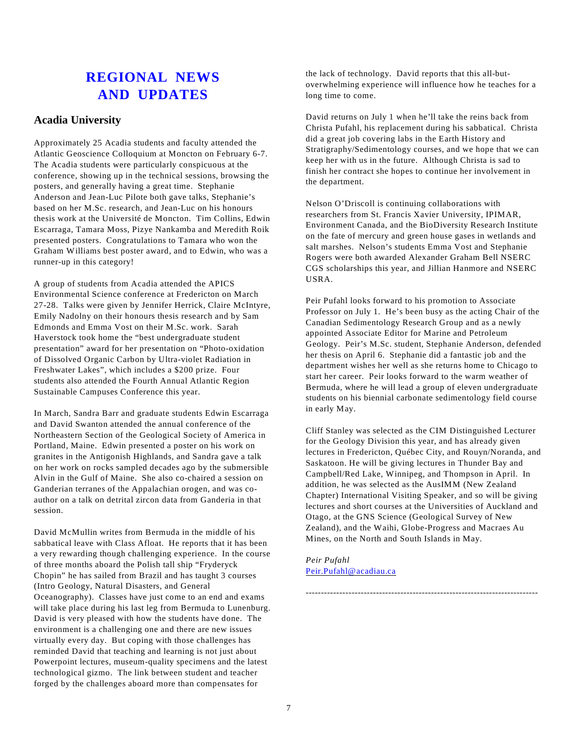# REGIONAL NEWS AND UPDATES

## Acadia University

Approximately 25 Acadia students and faculty attended the Atlantic Geoscience Colloquium at Moncton on February 6-7. The Acadia students were particularly conspicuous at the conference, showing up in the technical sessions, browsing the posters, and generally having a great time. Stephanie Anderson and Jean-Luc Pilote both gave talks, Stephanie's based on her M.Sc. research, and Jean-Luc on his honours thesis work at the Université de Moncton. Tim Collins, Edwin Escarraga, Tamara Moss, Pizye Nankamba and Meredith Roik presented posters. Congratulations to Tamara who won the Graham Williams best poster award, and to Edwin, who was a runner-up in this category!

A group of students from Acadia attended the APICS Environmental Science conference at Fredericton on March 27-28. Talks were given by Jennifer Herrick, Claire McIntyre, Emily Nadolny on their honours thesis research and by Sam Edmonds and Emma Vost on their M.Sc. work. Sarah Haverstock took home the "best undergraduate student presentation" award for her presentation on "Photo-oxidation of Dissolved Organic Carbon by Ultra-violet Radiation in Freshwater Lakes", which includes a $200 prize. Four students also attended the Fourth Annual Atlantic Region Sustainable Campuses Conference this year.

In March, Sandra Barr and graduate students Edwin Escarraga and David Swanton attended the annual conference of the Northeastern Section of the Geological Society of America in Portland, Maine. Edwin presented a poster on his work on granites in the Antigonish Highlands, and Sandra gave a talk on her work on rocks sampled decades ago by the submersible Alvin in the Gulf of Maine. She also co-chaired a session on Ganderian terranes of the Appalachian orogen, and was co-author on a talk on detrital zircon data from Ganderia in that session.

David McMullin writes from Bermuda in the middle of his sabbatical leave with Class Afloat. He reports that it has been a very rewarding though challenging experience. In the course of three months aboard the Polish tall ship "Fryderyck Chopin" he has sailed from Brazil and has taught 3 courses (Intro Geology, Natural Disasters, and General Oceanography). Classes have just come to an end and exams will take place during his last leg from Bermuda to Lunenburg. David is very pleased with how the students have done. The environment is a challenging one and there are new issues virtually every day. But coping with those challenges has reminded David that teaching and learning is not just about Powerpoint lectures, museum-quality specimens and the latest technological gizmo. The link between student and teacher forged by the challenges aboard more than compensates for the lack of technology. David reports that this all-but-overwhelming experience will influence how he teaches for a long time to come.

David returns on July 1 when he'll take the reins back from Christa Pufahl, his replacement during his sabbatical. Christa did a great job covering labs in the Earth History and Stratigraphy/Sedimentology courses, and we hope that we can keep her with us in the future. Although Christa is sad to finish her contract she hopes to continue her involvement in the department.

Nelson O'Driscoll is continuing collaborations with researchers from St. Francis Xavier University, IPIMAR, Environment Canada, and the BioDiversity Research Institute on the fate of mercury and green house gases in wetlands and salt marshes. Nelson's students Emma Vost and Stephanie Rogers were both awarded Alexander Graham Bell NSERC CGS scholarships this year, and Jillian Hanmore and NSERC USRA.

Peir Pufahl looks forward to his promotion to Associate Professor on July 1. He's been busy as the acting Chair of the Canadian Sedimentology Research Group and as a newly appointed Associate Editor for Marine and Petroleum Geology. Peir's M.Sc. student, Stephanie Anderson, defended her thesis on April 6. Stephanie did a fantastic job and the department wishes her well as she returns home to Chicago to start her career. Peir looks forward to the warm weather of Bermuda, where he will lead a group of eleven undergraduate students on his biennial carbonate sedimentology field course in early May.

Cliff Stanley was selected as the CIM Distinguished Lecturer for the Geology Division this year, and has already given lectures in Fredericton, Québec City, and Rouyn/Noranda, and Saskatoon. He will be giving lectures in Thunder Bay and Campbell/Red Lake, Winnipeg, and Thompson in April. In addition, he was selected as the AusIMM (New Zealand Chapter) International Visiting Speaker, and so will be giving lectures and short courses at the Universities of Auckland and Otago, at the GNS Science (Geological Survey of New Zealand), and the Waihi, Globe-Progress and Macraes Au Mines, on the North and South Islands in May.

*Peir Pufahl*
Peir.Pufahl@acadiau.ca

---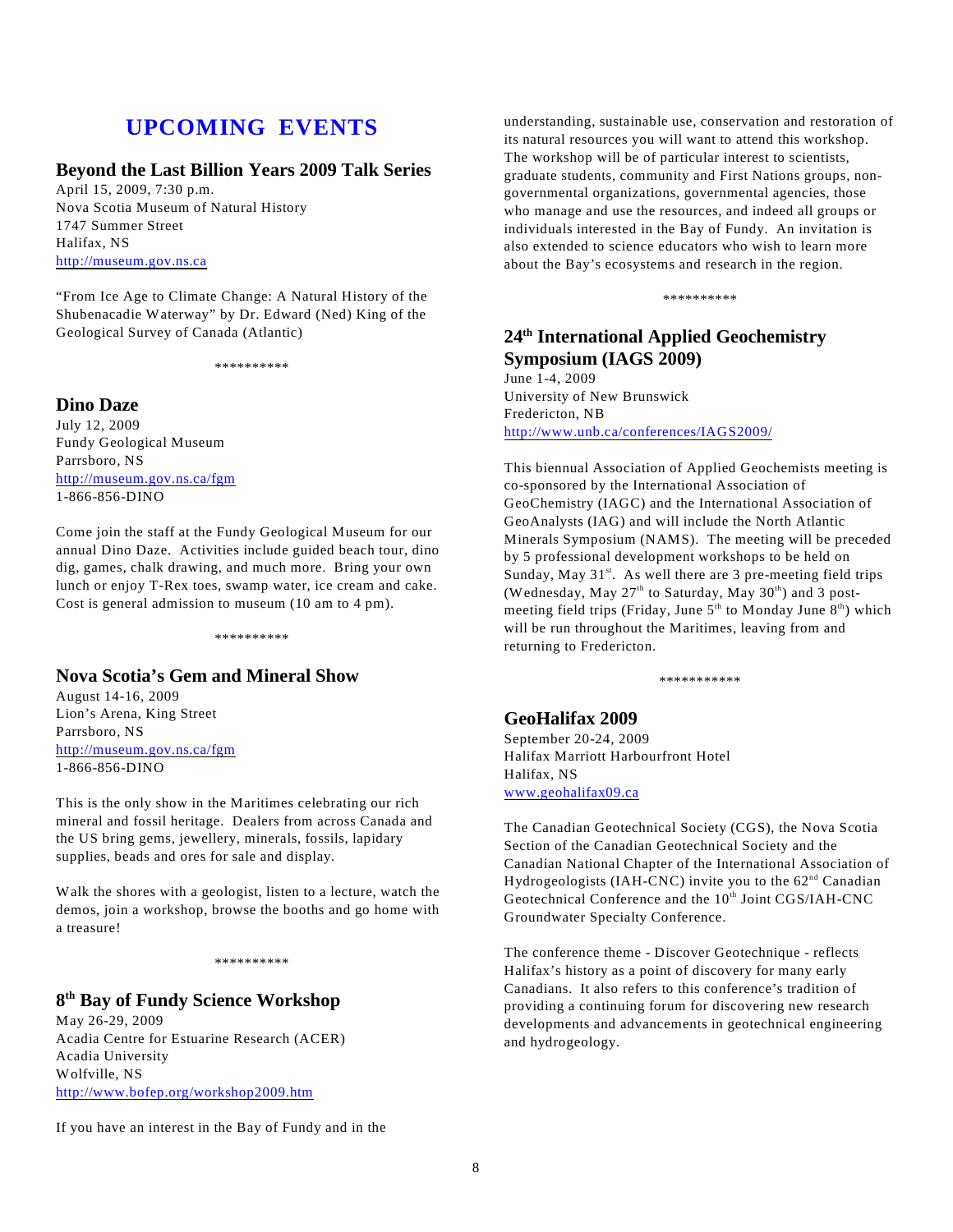# UPCOMING EVENTS

## Beyond the Last Billion Years 2009 Talk Series

April 15, 2009, 7:30 p.m.
Nova Scotia Museum of Natural History
1747 Summer Street
Halifax, NS
http://museum.gov.ns.ca

"From Ice Age to Climate Change: A Natural History of the Shubenacadie Waterway" by Dr. Edward (Ned) King of the Geological Survey of Canada (Atlantic)

**********

## Dino Daze

July 12, 2009
Fundy Geological Museum
Parrsboro, NS
http://museum.gov.ns.ca/fgm
1-866-856-DINO

Come join the staff at the Fundy Geological Museum for our annual Dino Daze. Activities include guided beach tour, dino dig, games, chalk drawing, and much more. Bring your own lunch or enjoy T-Rex toes, swamp water, ice cream and cake. Cost is general admission to museum (10 am to 4 pm).

**********

## Nova Scotia's Gem and Mineral Show

August 14-16, 2009
Lion's Arena, King Street
Parrsboro, NS
http://museum.gov.ns.ca/fgm
1-866-856-DINO

This is the only show in the Maritimes celebrating our rich mineral and fossil heritage. Dealers from across Canada and the US bring gems, jewellery, minerals, fossils, lapidary supplies, beads and ores for sale and display.

Walk the shores with a geologist, listen to a lecture, watch the demos, join a workshop, browse the booths and go home with a treasure!

**********

## 8th Bay of Fundy Science Workshop

May 26-29, 2009
Acadia Centre for Estuarine Research (ACER)
Acadia University
Wolfville, NS
http://www.bofep.org/workshop2009.htm

If you have an interest in the Bay of Fundy and in the understanding, sustainable use, conservation and restoration of its natural resources you will want to attend this workshop. The workshop will be of particular interest to scientists, graduate students, community and First Nations groups, non-governmental organizations, governmental agencies, those who manage and use the resources, and indeed all groups or individuals interested in the Bay of Fundy. An invitation is also extended to science educators who wish to learn more about the Bay's ecosystems and research in the region.

**********

## 24th International Applied Geochemistry Symposium (IAGS 2009)

June 1-4, 2009
University of New Brunswick
Fredericton, NB
http://www.unb.ca/conferences/IAGS2009/

This biennual Association of Applied Geochemists meeting is co-sponsored by the International Association of GeoChemistry (IAGC) and the International Association of GeoAnalysts (IAG) and will include the North Atlantic Minerals Symposium (NAMS). The meeting will be preceded by 5 professional development workshops to be held on Sunday, May 31st. As well there are 3 pre-meeting field trips (Wednesday, May 27th to Saturday, May 30th) and 3 post-meeting field trips (Friday, June 5th to Monday June 8th) which will be run throughout the Maritimes, leaving from and returning to Fredericton.

***********

## GeoHalifax 2009

September 20-24, 2009
Halifax Marriott Harbourfront Hotel
Halifax, NS
www.geohalifax09.ca

The Canadian Geotechnical Society (CGS), the Nova Scotia Section of the Canadian Geotechnical Society and the Canadian National Chapter of the International Association of Hydrogeologists (IAH-CNC) invite you to the 62nd Canadian Geotechnical Conference and the 10th Joint CGS/IAH-CNC Groundwater Specialty Conference.

The conference theme - Discover Geotechnique - reflects Halifax's history as a point of discovery for many early Canadians. It also refers to this conference's tradition of providing a continuing forum for discovering new research developments and advancements in geotechnical engineering and hydrogeology.